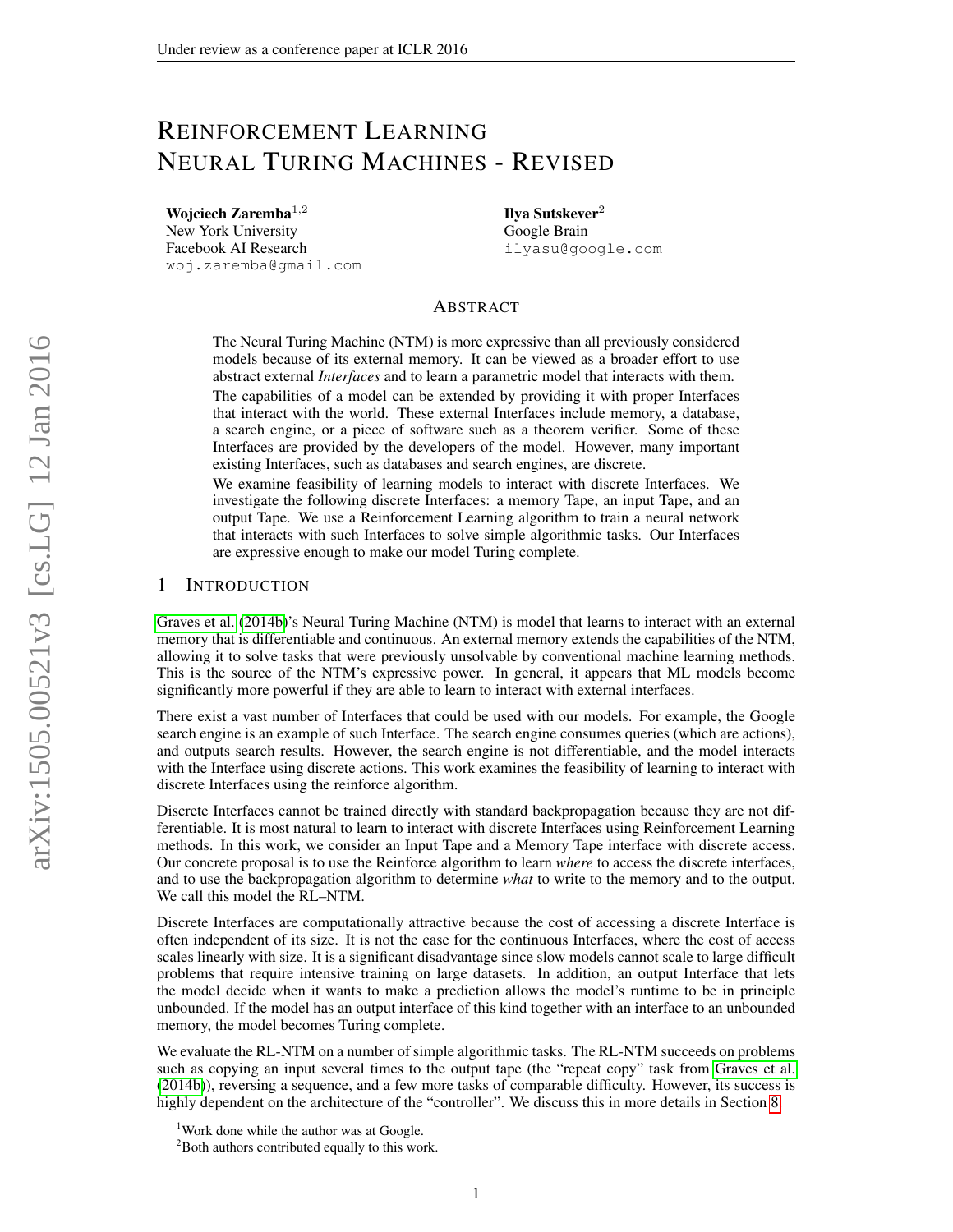# REINFORCEMENT LEARNING NEURAL TURING MACHINES - REVISED

**Wojciech Zaremba**[1,2]
New York University
Facebook AI Research
woj.zaremba@gmail.com

**Ilya Sutskever**[2]
Google Brain
ilyasu@google.com

## ABSTRACT

The Neural Turing Machine (NTM) is more expressive than all previously considered models because of its external memory. It can be viewed as a broader effort to use abstract external *Interfaces* and to learn a parametric model that interacts with them.

The capabilities of a model can be extended by providing it with proper Interfaces that interact with the world. These external Interfaces include memory, a database, a search engine, or a piece of software such as a theorem verifier. Some of these Interfaces are provided by the developers of the model. However, many important existing Interfaces, such as databases and search engines, are discrete.

We examine feasibility of learning models to interact with discrete Interfaces. We investigate the following discrete Interfaces: a memory Tape, an input Tape, and an output Tape. We use a Reinforcement Learning algorithm to train a neural network that interacts with such Interfaces to solve simple algorithmic tasks. Our Interfaces are expressive enough to make our model Turing complete.

## 1 INTRODUCTION

Graves et al. (2014b)'s Neural Turing Machine (NTM) is model that learns to interact with an external memory that is differentiable and continuous. An external memory extends the capabilities of the NTM, allowing it to solve tasks that were previously unsolvable by conventional machine learning methods. This is the source of the NTM's expressive power. In general, it appears that ML models become significantly more powerful if they are able to learn to interact with external interfaces.

There exist a vast number of Interfaces that could be used with our models. For example, the Google search engine is an example of such Interface. The search engine consumes queries (which are actions), and outputs search results. However, the search engine is not differentiable, and the model interacts with the Interface using discrete actions. This work examines the feasibility of learning to interact with discrete Interfaces using the reinforce algorithm.

Discrete Interfaces cannot be trained directly with standard backpropagation because they are not differentiable. It is most natural to learn to interact with discrete Interfaces using Reinforcement Learning methods. In this work, we consider an Input Tape and a Memory Tape interface with discrete access. Our concrete proposal is to use the Reinforce algorithm to learn *where* to access the discrete interfaces, and to use the backpropagation algorithm to determine *what* to write to the memory and to the output. We call this model the RL–NTM.

Discrete Interfaces are computationally attractive because the cost of accessing a discrete Interface is often independent of its size. It is not the case for the continuous Interfaces, where the cost of access scales linearly with size. It is a significant disadvantage since slow models cannot scale to large difficult problems that require intensive training on large datasets. In addition, an output Interface that lets the model decide when it wants to make a prediction allows the model's runtime to be in principle unbounded. If the model has an output interface of this kind together with an interface to an unbounded memory, the model becomes Turing complete.

We evaluate the RL-NTM on a number of simple algorithmic tasks. The RL-NTM succeeds on problems such as copying an input several times to the output tape (the "repeat copy" task from Graves et al. (2014b)), reversing a sequence, and a few more tasks of comparable difficulty. However, its success is highly dependent on the architecture of the "controller". We discuss this in more details in Section 8.

[1] Work done while the author was at Google.
[2] Both authors contributed equally to this work.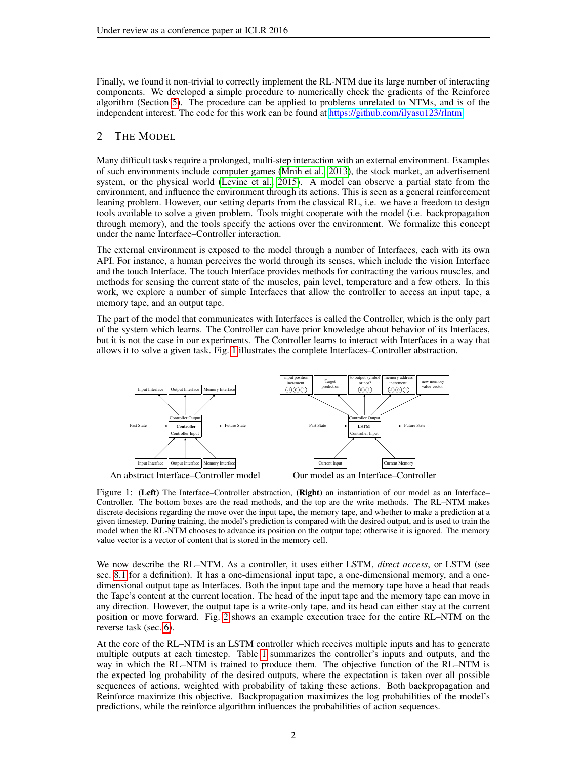Finally, we found it non-trivial to correctly implement the RL-NTM due its large number of interacting components. We developed a simple procedure to numerically check the gradients of the Reinforce algorithm (Section 5). The procedure can be applied to problems unrelated to NTMs, and is of the independent interest. The code for this work can be found at https://github.com/ilyasu123/rlntm.

## 2 THE MODEL

Many difficult tasks require a prolonged, multi-step interaction with an external environment. Examples of such environments include computer games (Mnih et al., 2013), the stock market, an advertisement system, or the physical world (Levine et al., 2015). A model can observe a partial state from the environment, and influence the environment through its actions. This is seen as a general reinforcement leaning problem. However, our setting departs from the classical RL, i.e. we have a freedom to design tools available to solve a given problem. Tools might cooperate with the model (i.e. backpropagation through memory), and the tools specify the actions over the environment. We formalize this concept under the name Interface–Controller interaction.

The external environment is exposed to the model through a number of Interfaces, each with its own API. For instance, a human perceives the world through its senses, which include the vision Interface and the touch Interface. The touch Interface provides methods for contracting the various muscles, and methods for sensing the current state of the muscles, pain level, temperature and a few others. In this work, we explore a number of simple Interfaces that allow the controller to access an input tape, a memory tape, and an output tape.

The part of the model that communicates with Interfaces is called the Controller, which is the only part of the system which learns. The Controller can have prior knowledge about behavior of its Interfaces, but it is not the case in our experiments. The Controller learns to interact with Interfaces in a way that allows it to solve a given task. Fig. 1 illustrates the complete Interfaces–Controller abstraction.

An abstract Interface–Controller model — Our model as an Interface–Controller

Figure 1: **(Left)** The Interface–Controller abstraction, **(Right)** an instantiation of our model as an Interface–Controller. The bottom boxes are the read methods, and the top are the write methods. The RL–NTM makes discrete decisions regarding the move over the input tape, the memory tape, and whether to make a prediction at a given timestep. During training, the model's prediction is compared with the desired output, and is used to train the model when the RL-NTM chooses to advance its position on the output tape; otherwise it is ignored. The memory value vector is a vector of content that is stored in the memory cell.

We now describe the RL–NTM. As a controller, it uses either LSTM, *direct access*, or LSTM (see sec. 8.1 for a definition). It has a one-dimensional input tape, a one-dimensional memory, and a one-dimensional output tape as Interfaces. Both the input tape and the memory tape have a head that reads the Tape's content at the current location. The head of the input tape and the memory tape can move in any direction. However, the output tape is a write-only tape, and its head can either stay at the current position or move forward. Fig. 2 shows an example execution trace for the entire RL–NTM on the reverse task (sec. 6).

At the core of the RL–NTM is an LSTM controller which receives multiple inputs and has to generate multiple outputs at each timestep. Table 1 summarizes the controller's inputs and outputs, and the way in which the RL–NTM is trained to produce them. The objective function of the RL–NTM is the expected log probability of the desired outputs, where the expectation is taken over all possible sequences of actions, weighted with probability of taking these actions. Both backpropagation and Reinforce maximize this objective. Backpropagation maximizes the log probabilities of the model's predictions, while the reinforce algorithm influences the probabilities of action sequences.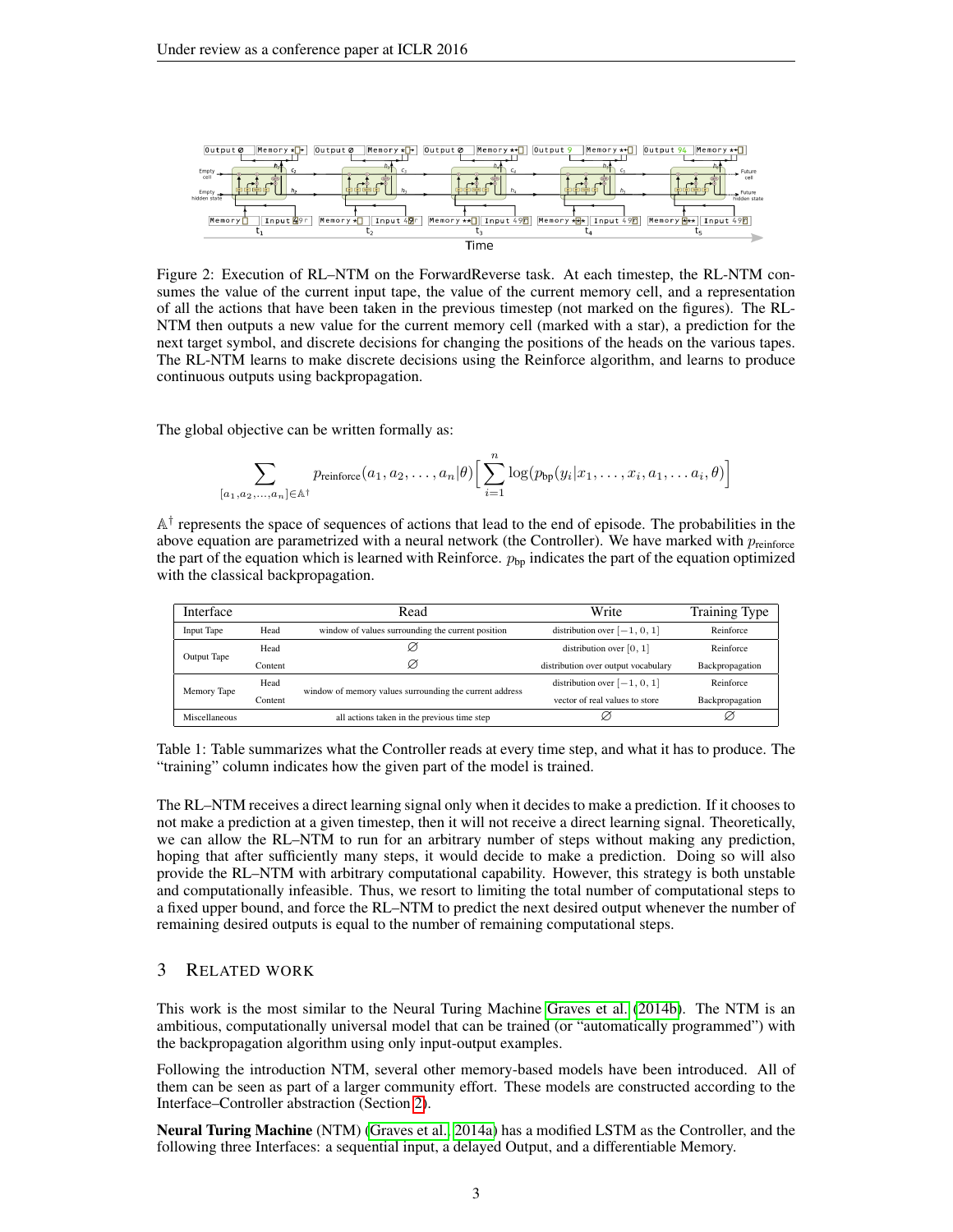Figure 2: Execution of RL–NTM on the ForwardReverse task. At each timestep, the RL-NTM consumes the value of the current input tape, the value of the current memory cell, and a representation of all the actions that have been taken in the previous timestep (not marked on the figures). The RL-NTM then outputs a new value for the current memory cell (marked with a star), a prediction for the next target symbol, and discrete decisions for changing the positions of the heads on the various tapes. The RL-NTM learns to make discrete decisions using the Reinforce algorithm, and learns to produce continuous outputs using backpropagation.

The global objective can be written formally as:

$$\sum_{[a_1,a_2,\ldots,a_n]\in\mathbb{A}^\dagger} p_{\text{reinforce}}(a_1,a_2,\ldots,a_n|\theta)\Big[\sum_{i=1}^{n}\log(p_{\text{bp}}(y_i|x_1,\ldots,x_i,a_1,\ldots a_i,\theta)\Big]$$

$\mathbb{A}^\dagger$ represents the space of sequences of actions that lead to the end of episode. The probabilities in the above equation are parametrized with a neural network (the Controller). We have marked with $p_{\text{reinforce}}$ the part of the equation which is learned with Reinforce. $p_{\text{bp}}$ indicates the part of the equation optimized with the classical backpropagation.

| Interface | | Read | Write | Training Type |
|---|---|---|---|---|
| Input Tape | Head | window of values surrounding the current position | distribution over $[-1, 0, 1]$ | Reinforce |
| Output Tape | Head | $\varnothing$ | distribution over $[0, 1]$ | Reinforce |
| | Content | $\varnothing$ | distribution over output vocabulary | Backpropagation |
| Memory Tape | Head | window of memory values surrounding the current address | distribution over $[-1, 0, 1]$ | Reinforce |
| | Content | | vector of real values to store | Backpropagation |
| Miscellaneous | | all actions taken in the previous time step | $\varnothing$ | $\varnothing$ |

Table 1: Table summarizes what the Controller reads at every time step, and what it has to produce. The "training" column indicates how the given part of the model is trained.

The RL–NTM receives a direct learning signal only when it decides to make a prediction. If it chooses to not make a prediction at a given timestep, then it will not receive a direct learning signal. Theoretically, we can allow the RL–NTM to run for an arbitrary number of steps without making any prediction, hoping that after sufficiently many steps, it would decide to make a prediction. Doing so will also provide the RL–NTM with arbitrary computational capability. However, this strategy is both unstable and computationally infeasible. Thus, we resort to limiting the total number of computational steps to a fixed upper bound, and force the RL–NTM to predict the next desired output whenever the number of remaining desired outputs is equal to the number of remaining computational steps.

## 3 Related work

This work is the most similar to the Neural Turing Machine Graves et al. (2014b). The NTM is an ambitious, computationally universal model that can be trained (or "automatically programmed") with the backpropagation algorithm using only input-output examples.

Following the introduction NTM, several other memory-based models have been introduced. All of them can be seen as part of a larger community effort. These models are constructed according to the Interface–Controller abstraction (Section 2).

**Neural Turing Machine** (NTM) (Graves et al., 2014a) has a modified LSTM as the Controller, and the following three Interfaces: a sequential input, a delayed Output, and a differentiable Memory.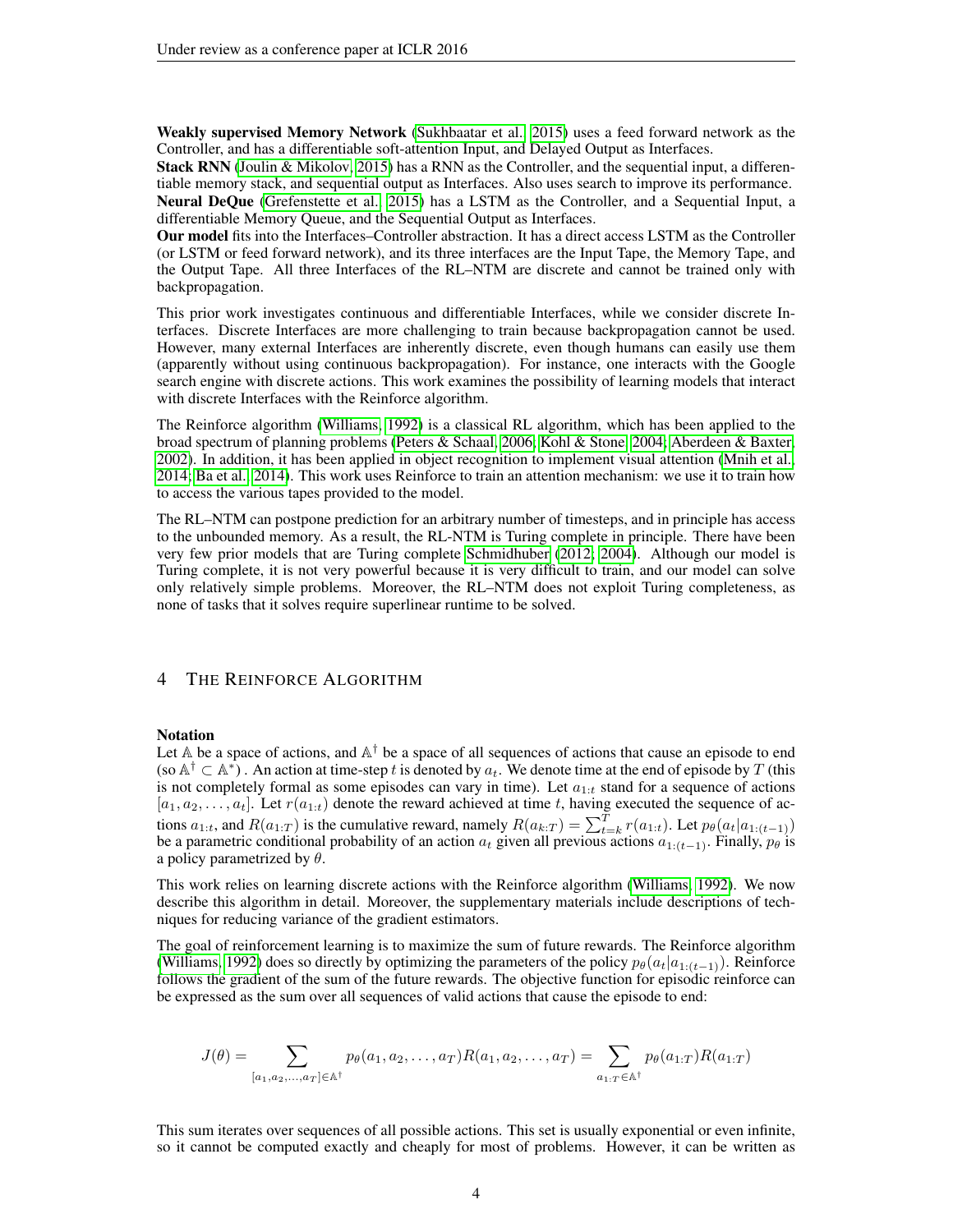**Weakly supervised Memory Network** (Sukhbaatar et al., 2015) uses a feed forward network as the Controller, and has a differentiable soft-attention Input, and Delayed Output as Interfaces.
**Stack RNN** (Joulin & Mikolov, 2015) has a RNN as the Controller, and the sequential input, a differentiable memory stack, and sequential output as Interfaces. Also uses search to improve its performance.
**Neural DeQue** (Grefenstette et al., 2015) has a LSTM as the Controller, and a Sequential Input, a differentiable Memory Queue, and the Sequential Output as Interfaces.
**Our model** fits into the Interfaces–Controller abstraction. It has a direct access LSTM as the Controller (or LSTM or feed forward network), and its three interfaces are the Input Tape, the Memory Tape, and the Output Tape. All three Interfaces of the RL–NTM are discrete and cannot be trained only with backpropagation.

This prior work investigates continuous and differentiable Interfaces, while we consider discrete Interfaces. Discrete Interfaces are more challenging to train because backpropagation cannot be used. However, many external Interfaces are inherently discrete, even though humans can easily use them (apparently without using continuous backpropagation). For instance, one interacts with the Google search engine with discrete actions. This work examines the possibility of learning models that interact with discrete Interfaces with the Reinforce algorithm.

The Reinforce algorithm (Williams, 1992) is a classical RL algorithm, which has been applied to the broad spectrum of planning problems (Peters & Schaal, 2006; Kohl & Stone, 2004; Aberdeen & Baxter, 2002). In addition, it has been applied in object recognition to implement visual attention (Mnih et al., 2014; Ba et al., 2014). This work uses Reinforce to train an attention mechanism: we use it to train how to access the various tapes provided to the model.

The RL–NTM can postpone prediction for an arbitrary number of timesteps, and in principle has access to the unbounded memory. As a result, the RL-NTM is Turing complete in principle. There have been very few prior models that are Turing complete Schmidhuber (2012; 2004). Although our model is Turing complete, it is not very powerful because it is very difficult to train, and our model can solve only relatively simple problems. Moreover, the RL–NTM does not exploit Turing completeness, as none of tasks that it solves require superlinear runtime to be solved.

# 4 The Reinforce Algorithm

**Notation**
Let $\mathbb{A}$ be a space of actions, and $\mathbb{A}^\dagger$ be a space of all sequences of actions that cause an episode to end (so $\mathbb{A}^\dagger \subset \mathbb{A}^*$) . An action at time-step $t$ is denoted by $a_t$. We denote time at the end of episode by $T$ (this is not completely formal as some episodes can vary in time). Let $a_{1:t}$ stand for a sequence of actions $[a_1, a_2, \dots, a_t]$. Let $r(a_{1:t})$ denote the reward achieved at time $t$, having executed the sequence of actions $a_{1:t}$, and $R(a_{1:T})$ is the cumulative reward, namely $R(a_{k:T}) = \sum_{t=k}^{T} r(a_{1:t})$. Let $p_\theta(a_t|a_{1:(t-1)})$ be a parametric conditional probability of an action $a_t$ given all previous actions $a_{1:(t-1)}$. Finally, $p_\theta$ is a policy parametrized by $\theta$.

This work relies on learning discrete actions with the Reinforce algorithm (Williams, 1992). We now describe this algorithm in detail. Moreover, the supplementary materials include descriptions of techniques for reducing variance of the gradient estimators.

The goal of reinforcement learning is to maximize the sum of future rewards. The Reinforce algorithm (Williams, 1992) does so directly by optimizing the parameters of the policy $p_\theta(a_t|a_{1:(t-1)})$. Reinforce follows the gradient of the sum of the future rewards. The objective function for episodic reinforce can be expressed as the sum over all sequences of valid actions that cause the episode to end:

$$J(\theta) = \sum_{[a_1, a_2, \dots, a_T] \in \mathbb{A}^\dagger} p_\theta(a_1, a_2, \dots, a_T) R(a_1, a_2, \dots, a_T) = \sum_{a_{1:T} \in \mathbb{A}^\dagger} p_\theta(a_{1:T}) R(a_{1:T})$$

This sum iterates over sequences of all possible actions. This set is usually exponential or even infinite, so it cannot be computed exactly and cheaply for most of problems. However, it can be written as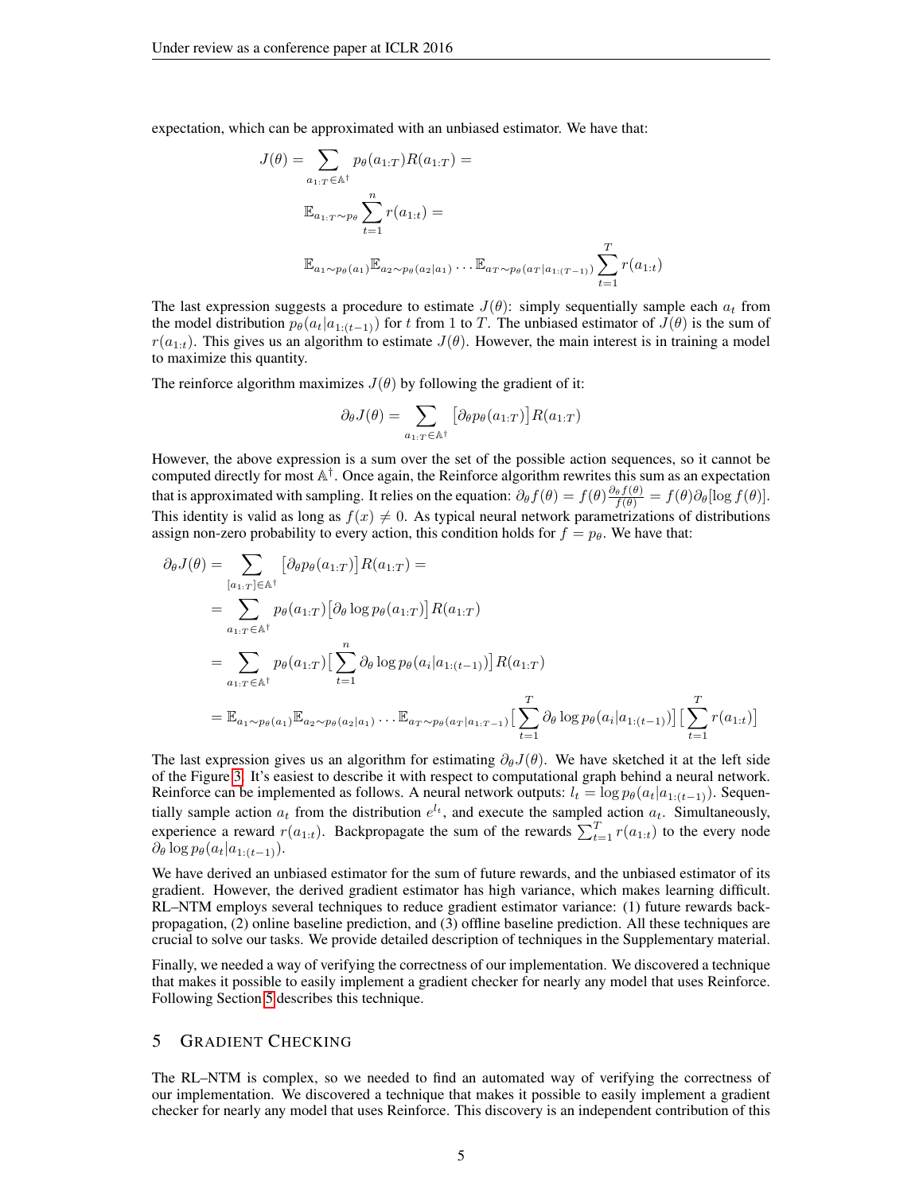expectation, which can be approximated with an unbiased estimator. We have that:

$$J(\theta) = \sum_{a_{1:T} \in \mathbb{A}^\dagger} p_\theta(a_{1:T}) R(a_{1:T}) =$$

$$\mathbb{E}_{a_{1:T} \sim p_\theta} \sum_{t=1}^{n} r(a_{1:t}) =$$

$$\mathbb{E}_{a_1 \sim p_\theta(a_1)} \mathbb{E}_{a_2 \sim p_\theta(a_2|a_1)} \dots \mathbb{E}_{a_T \sim p_\theta(a_T|a_{1:(T-1)})} \sum_{t=1}^{T} r(a_{1:t})$$

The last expression suggests a procedure to estimate $J(\theta)$: simply sequentially sample each $a_t$ from the model distribution $p_\theta(a_t|a_{1:(t-1)})$ for $t$ from 1 to $T$. The unbiased estimator of $J(\theta)$ is the sum of $r(a_{1:t})$. This gives us an algorithm to estimate $J(\theta)$. However, the main interest is in training a model to maximize this quantity.

The reinforce algorithm maximizes $J(\theta)$ by following the gradient of it:

$$\partial_\theta J(\theta) = \sum_{a_{1:T} \in \mathbb{A}^\dagger} \big[\partial_\theta p_\theta(a_{1:T})\big] R(a_{1:T})$$

However, the above expression is a sum over the set of the possible action sequences, so it cannot be computed directly for most $\mathbb{A}^\dagger$. Once again, the Reinforce algorithm rewrites this sum as an expectation that is approximated with sampling. It relies on the equation: $\partial_\theta f(\theta) = f(\theta) \frac{\partial_\theta f(\theta)}{f(\theta)} = f(\theta) \partial_\theta [\log f(\theta)]$. This identity is valid as long as $f(x) \neq 0$. As typical neural network parametrizations of distributions assign non-zero probability to every action, this condition holds for $f = p_\theta$. We have that:

$$\begin{aligned}
\partial_\theta J(\theta) &= \sum_{[a_{1:T}] \in \mathbb{A}^\dagger} \big[\partial_\theta p_\theta(a_{1:T})\big] R(a_{1:T}) = \\
&= \sum_{a_{1:T} \in \mathbb{A}^\dagger} p_\theta(a_{1:T}) \big[\partial_\theta \log p_\theta(a_{1:T})\big] R(a_{1:T}) \\
&= \sum_{a_{1:T} \in \mathbb{A}^\dagger} p_\theta(a_{1:T}) \big[\sum_{t=1}^{n} \partial_\theta \log p_\theta(a_i|a_{1:(t-1)})\big] R(a_{1:T}) \\
&= \mathbb{E}_{a_1 \sim p_\theta(a_1)} \mathbb{E}_{a_2 \sim p_\theta(a_2|a_1)} \dots \mathbb{E}_{a_T \sim p_\theta(a_T|a_{1:T-1})} \big[\sum_{t=1}^{T} \partial_\theta \log p_\theta(a_i|a_{1:(t-1)})\big] \big[\sum_{t=1}^{T} r(a_{1:t})\big]
\end{aligned}$$

The last expression gives us an algorithm for estimating $\partial_\theta J(\theta)$. We have sketched it at the left side of the Figure 3. It's easiest to describe it with respect to computational graph behind a neural network. Reinforce can be implemented as follows. A neural network outputs: $l_t = \log p_\theta(a_t|a_{1:(t-1)})$. Sequentially sample action $a_t$ from the distribution $e^{l_t}$, and execute the sampled action $a_t$. Simultaneously, experience a reward $r(a_{1:t})$. Backpropagate the sum of the rewards $\sum_{t=1}^{T} r(a_{1:t})$ to the every node $\partial_\theta \log p_\theta(a_t|a_{1:(t-1)})$.

We have derived an unbiased estimator for the sum of future rewards, and the unbiased estimator of its gradient. However, the derived gradient estimator has high variance, which makes learning difficult. RL–NTM employs several techniques to reduce gradient estimator variance: (1) future rewards backpropagation, (2) online baseline prediction, and (3) offline baseline prediction. All these techniques are crucial to solve our tasks. We provide detailed description of techniques in the Supplementary material.

Finally, we needed a way of verifying the correctness of our implementation. We discovered a technique that makes it possible to easily implement a gradient checker for nearly any model that uses Reinforce. Following Section 5 describes this technique.

## 5 Gradient Checking

The RL–NTM is complex, so we needed to find an automated way of verifying the correctness of our implementation. We discovered a technique that makes it possible to easily implement a gradient checker for nearly any model that uses Reinforce. This discovery is an independent contribution of this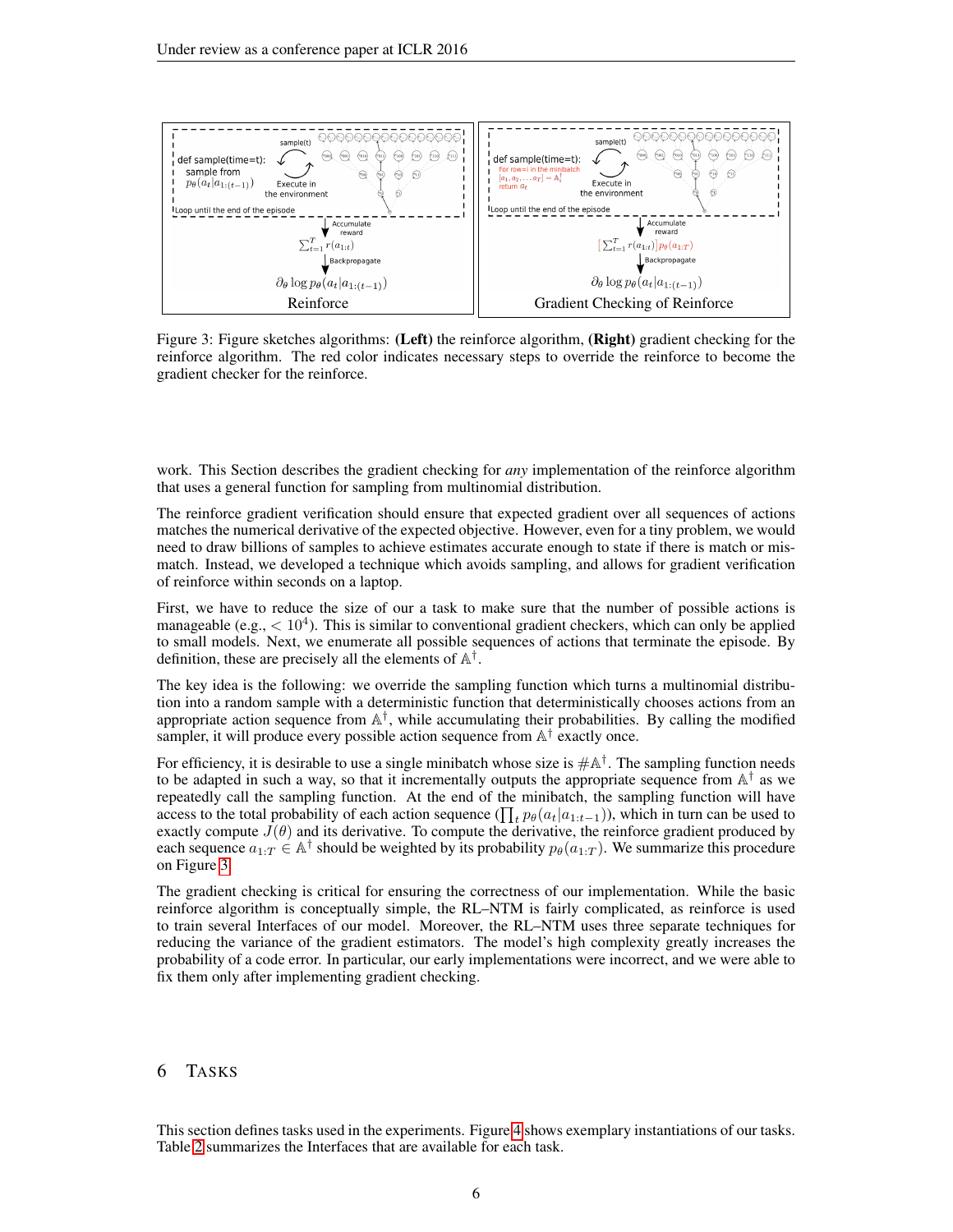Figure 3: Figure sketches algorithms: **(Left)** the reinforce algorithm, **(Right)** gradient checking for the reinforce algorithm. The red color indicates necessary steps to override the reinforce to become the gradient checker for the reinforce.

work. This Section describes the gradient checking for *any* implementation of the reinforce algorithm that uses a general function for sampling from multinomial distribution.

The reinforce gradient verification should ensure that expected gradient over all sequences of actions matches the numerical derivative of the expected objective. However, even for a tiny problem, we would need to draw billions of samples to achieve estimates accurate enough to state if there is match or mismatch. Instead, we developed a technique which avoids sampling, and allows for gradient verification of reinforce within seconds on a laptop.

First, we have to reduce the size of our a task to make sure that the number of possible actions is manageable (e.g., $< 10^4$). This is similar to conventional gradient checkers, which can only be applied to small models. Next, we enumerate all possible sequences of actions that terminate the episode. By definition, these are precisely all the elements of $\mathbb{A}^\dagger$.

The key idea is the following: we override the sampling function which turns a multinomial distribution into a random sample with a deterministic function that deterministically chooses actions from an appropriate action sequence from $\mathbb{A}^\dagger$, while accumulating their probabilities. By calling the modified sampler, it will produce every possible action sequence from $\mathbb{A}^\dagger$ exactly once.

For efficiency, it is desirable to use a single minibatch whose size is $\#\mathbb{A}^\dagger$. The sampling function needs to be adapted in such a way, so that it incrementally outputs the appropriate sequence from $\mathbb{A}^\dagger$ as we repeatedly call the sampling function. At the end of the minibatch, the sampling function will have access to the total probability of each action sequence ($\prod_t p_\theta(a_t|a_{1:t-1})$), which in turn can be used to exactly compute $J(\theta)$ and its derivative. To compute the derivative, the reinforce gradient produced by each sequence $a_{1:T} \in \mathbb{A}^\dagger$ should be weighted by its probability $p_\theta(a_{1:T})$. We summarize this procedure on Figure 3.

The gradient checking is critical for ensuring the correctness of our implementation. While the basic reinforce algorithm is conceptually simple, the RL–NTM is fairly complicated, as reinforce is used to train several Interfaces of our model. Moreover, the RL–NTM uses three separate techniques for reducing the variance of the gradient estimators. The model's high complexity greatly increases the probability of a code error. In particular, our early implementations were incorrect, and we were able to fix them only after implementing gradient checking.

## 6 Tasks

This section defines tasks used in the experiments. Figure 4 shows exemplary instantiations of our tasks. Table 2 summarizes the Interfaces that are available for each task.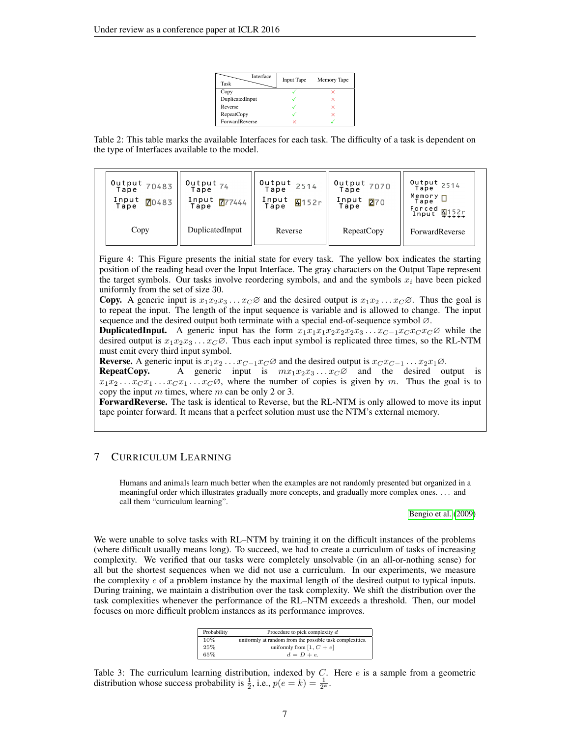| Task \ Interface | Input Tape | Memory Tape |
|---|---|---|
| Copy | ✓ | × |
| DuplicatedInput | ✓ | × |
| Reverse | ✓ | × |
| RepeatCopy | ✓ | × |
| ForwardReverse | × | ✓ |

Table 2: This table marks the available Interfaces for each task. The difficulty of a task is dependent on the type of Interfaces available to the model.

| Copy | DuplicatedInput | Reverse | RepeatCopy | ForwardReverse |
|---|---|---|---|---|
| Output Tape: 70483<br>Input Tape: 70483 | Output Tape: 74<br>Input Tape: 777444 | Output Tape: 2514<br>Input Tape: 4152r | Output Tape: 7070<br>Input Tape: 270 | Output Tape: 2514<br>Memory Tape: □<br>Forced Input: 4152r |

Figure 4: This Figure presents the initial state for every task. The yellow box indicates the starting position of the reading head over the Input Interface. The gray characters on the Output Tape represent the target symbols. Our tasks involve reordering symbols, and and the symbols $x_i$ have been picked uniformly from the set of size 30.

**Copy.** A generic input is $x_1 x_2 x_3 \ldots x_C \varnothing$ and the desired output is $x_1 x_2 \ldots x_C \varnothing$. Thus the goal is to repeat the input. The length of the input sequence is variable and is allowed to change. The input sequence and the desired output both terminate with a special end-of-sequence symbol $\varnothing$.

**DuplicatedInput.** A generic input has the form $x_1 x_1 x_1 x_2 x_2 x_2 x_3 \ldots x_{C-1} x_C x_C x_C \varnothing$ while the desired output is $x_1 x_2 x_3 \ldots x_C \varnothing$. Thus each input symbol is replicated three times, so the RL-NTM must emit every third input symbol.

**Reverse.** A generic input is $x_1 x_2 \ldots x_{C-1} x_C \varnothing$ and the desired output is $x_C x_{C-1} \ldots x_2 x_1 \varnothing$.

**RepeatCopy.** A generic input is $m x_1 x_2 x_3 \ldots x_C \varnothing$ and the desired output is $x_1 x_2 \ldots x_C x_1 \ldots x_C x_1 \ldots x_C \varnothing$, where the number of copies is given by $m$. Thus the goal is to copy the input $m$ times, where $m$ can be only 2 or 3.

**ForwardReverse.** The task is identical to Reverse, but the RL-NTM is only allowed to move its input tape pointer forward. It means that a perfect solution must use the NTM's external memory.

# 7 Curriculum Learning

> Humans and animals learn much better when the examples are not randomly presented but organized in a meaningful order which illustrates gradually more concepts, and gradually more complex ones. ... and call them "curriculum learning".
>
> Bengio et al. (2009)

We were unable to solve tasks with RL–NTM by training it on the difficult instances of the problems (where difficult usually means long). To succeed, we had to create a curriculum of tasks of increasing complexity. We verified that our tasks were completely unsolvable (in an all-or-nothing sense) for all but the shortest sequences when we did not use a curriculum. In our experiments, we measure the complexity $c$ of a problem instance by the maximal length of the desired output to typical inputs. During training, we maintain a distribution over the task complexity. We shift the distribution over the task complexities whenever the performance of the RL–NTM exceeds a threshold. Then, our model focuses on more difficult problem instances as its performance improves.

| Probability | Procedure to pick complexity $d$ |
|---|---|
| 10% | uniformly at random from the possible task complexities. |
| 25% | uniformly from $[1, C + e]$ |
| 65% | $d = D + e$. |

Table 3: The curriculum learning distribution, indexed by $C$. Here $e$ is a sample from a geometric distribution whose success probability is $\frac{1}{2}$, i.e., $p(e = k) = \frac{1}{2^k}$.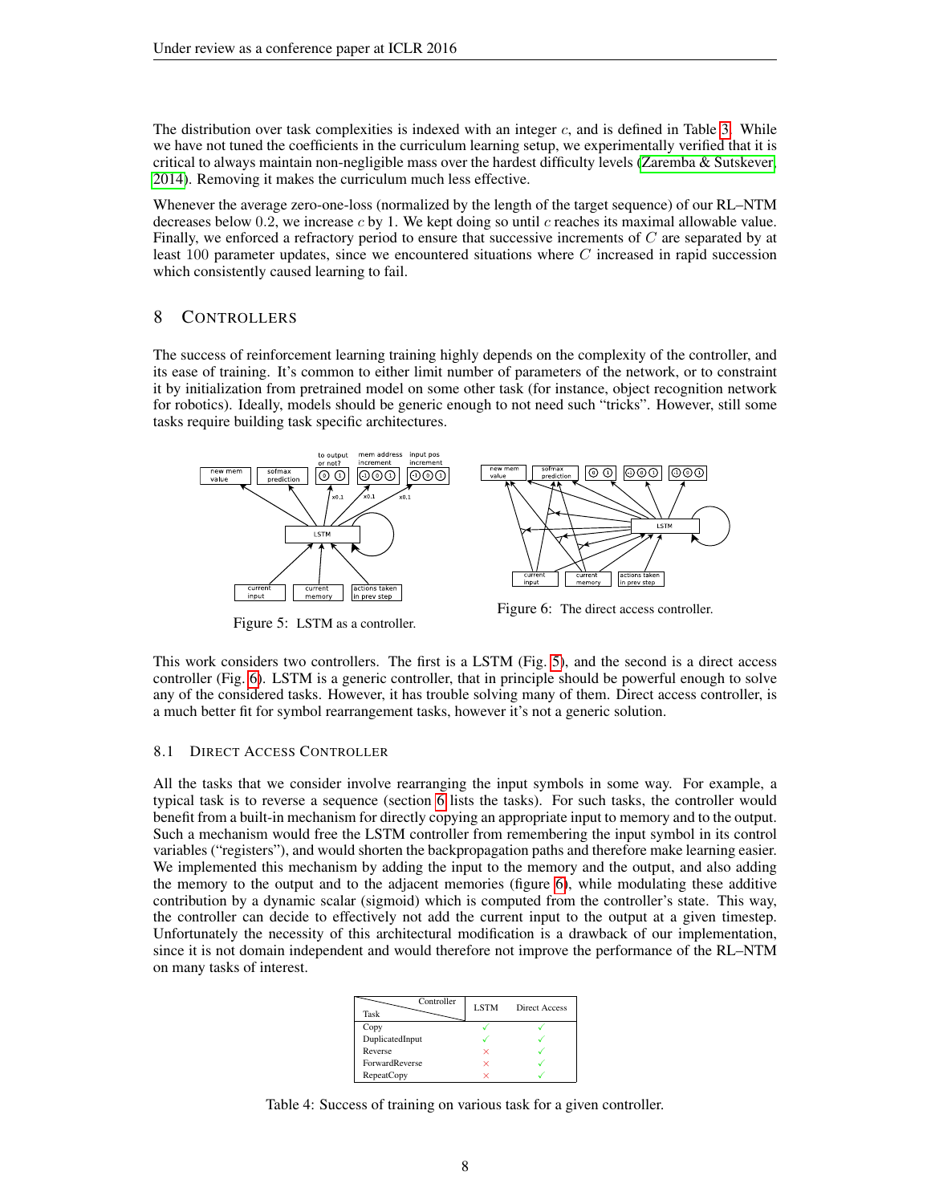The distribution over task complexities is indexed with an integer $c$, and is defined in Table 3. While we have not tuned the coefficients in the curriculum learning setup, we experimentally verified that it is critical to always maintain non-negligible mass over the hardest difficulty levels (Zaremba & Sutskever, 2014). Removing it makes the curriculum much less effective.

Whenever the average zero-one-loss (normalized by the length of the target sequence) of our RL–NTM decreases below 0.2, we increase $c$ by 1. We kept doing so until $c$ reaches its maximal allowable value. Finally, we enforced a refractory period to ensure that successive increments of $C$ are separated by at least 100 parameter updates, since we encountered situations where $C$ increased in rapid succession which consistently caused learning to fail.

## 8 Controllers

The success of reinforcement learning training highly depends on the complexity of the controller, and its ease of training. It's common to either limit number of parameters of the network, or to constraint it by initialization from pretrained model on some other task (for instance, object recognition network for robotics). Ideally, models should be generic enough to not need such "tricks". However, still some tasks require building task specific architectures.

Figure 5: LSTM as a controller.

Figure 6: The direct access controller.

This work considers two controllers. The first is a LSTM (Fig. 5), and the second is a direct access controller (Fig. 6). LSTM is a generic controller, that in principle should be powerful enough to solve any of the considered tasks. However, it has trouble solving many of them. Direct access controller, is a much better fit for symbol rearrangement tasks, however it's not a generic solution.

### 8.1 Direct Access Controller

All the tasks that we consider involve rearranging the input symbols in some way. For example, a typical task is to reverse a sequence (section 6 lists the tasks). For such tasks, the controller would benefit from a built-in mechanism for directly copying an appropriate input to memory and to the output. Such a mechanism would free the LSTM controller from remembering the input symbol in its control variables ("registers"), and would shorten the backpropagation paths and therefore make learning easier. We implemented this mechanism by adding the input to the memory and the output, and also adding the memory to the output and to the adjacent memories (figure 6), while modulating these additive contribution by a dynamic scalar (sigmoid) which is computed from the controller's state. This way, the controller can decide to effectively not add the current input to the output at a given timestep. Unfortunately the necessity of this architectural modification is a drawback of our implementation, since it is not domain independent and would therefore not improve the performance of the RL–NTM on many tasks of interest.

| Task \ Controller | LSTM | Direct Access |
|---|---|---|
| Copy | ✓ | ✓ |
| DuplicatedInput | ✓ | ✓ |
| Reverse | × | ✓ |
| ForwardReverse | × | ✓ |
| RepeatCopy | × | ✓ |

Table 4: Success of training on various task for a given controller.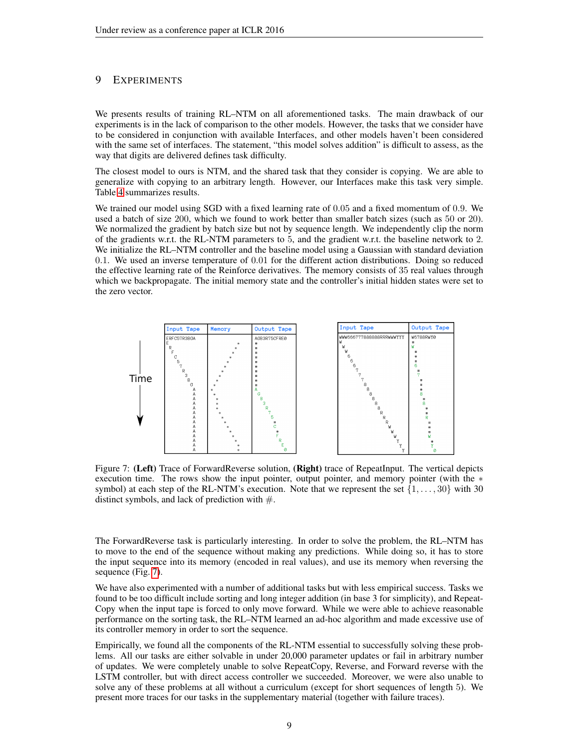# 9 Experiments

We presents results of training RL–NTM on all aforementioned tasks. The main drawback of our experiments is in the lack of comparison to the other models. However, the tasks that we consider have to be considered in conjunction with available Interfaces, and other models haven't been considered with the same set of interfaces. The statement, "this model solves addition" is difficult to assess, as the way that digits are delivered defines task difficulty.

The closest model to ours is NTM, and the shared task that they consider is copying. We are able to generalize with copying to an arbitrary length. However, our Interfaces make this task very simple. Table 4 summarizes results.

We trained our model using SGD with a fixed learning rate of 0.05 and a fixed momentum of 0.9. We used a batch of size 200, which we found to work better than smaller batch sizes (such as 50 or 20). We normalized the gradient by batch size but not by sequence length. We independently clip the norm of the gradients w.r.t. the RL-NTM parameters to 5, and the gradient w.r.t. the baseline network to 2. We initialize the RL–NTM controller and the baseline model using a Gaussian with standard deviation 0.1. We used an inverse temperature of 0.01 for the different action distributions. Doing so reduced the effective learning rate of the Reinforce derivatives. The memory consists of 35 real values through which we backpropagate. The initial memory state and the controller's initial hidden states were set to the zero vector.

Figure 7: **(Left)** Trace of ForwardReverse solution, **(Right)** trace of RepeatInput. The vertical depicts execution time. The rows show the input pointer, output pointer, and memory pointer (with the $*$ symbol) at each step of the RL-NTM's execution. Note that we represent the set $\{1, \ldots, 30\}$ with 30 distinct symbols, and lack of prediction with #.

The ForwardReverse task is particularly interesting. In order to solve the problem, the RL–NTM has to move to the end of the sequence without making any predictions. While doing so, it has to store the input sequence into its memory (encoded in real values), and use its memory when reversing the sequence (Fig. 7).

We have also experimented with a number of additional tasks but with less empirical success. Tasks we found to be too difficult include sorting and long integer addition (in base 3 for simplicity), and Repeat-Copy when the input tape is forced to only move forward. While we were able to achieve reasonable performance on the sorting task, the RL–NTM learned an ad-hoc algorithm and made excessive use of its controller memory in order to sort the sequence.

Empirically, we found all the components of the RL-NTM essential to successfully solving these problems. All our tasks are either solvable in under 20,000 parameter updates or fail in arbitrary number of updates. We were completely unable to solve RepeatCopy, Reverse, and Forward reverse with the LSTM controller, but with direct access controller we succeeded. Moreover, we were also unable to solve any of these problems at all without a curriculum (except for short sequences of length 5). We present more traces for our tasks in the supplementary material (together with failure traces).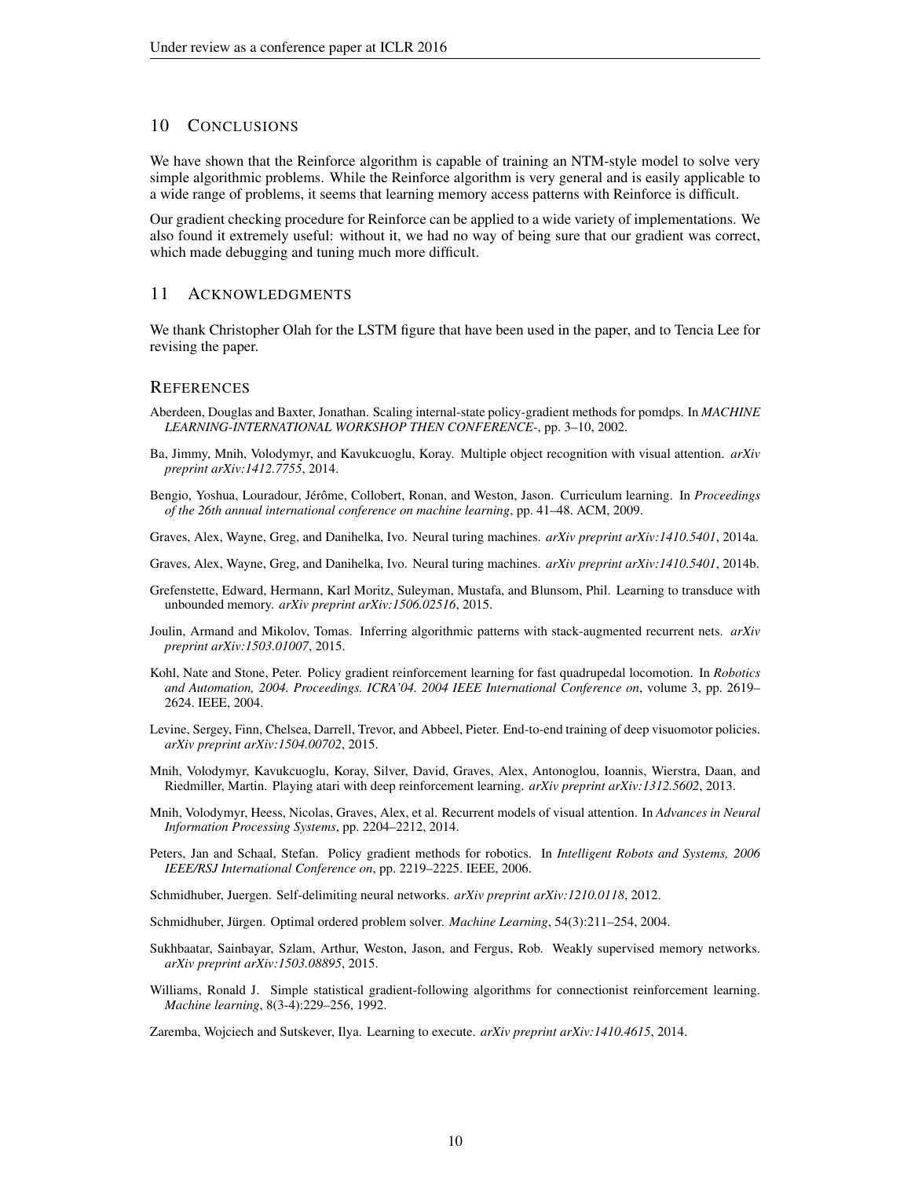## 10 Conclusions

We have shown that the Reinforce algorithm is capable of training an NTM-style model to solve very simple algorithmic problems. While the Reinforce algorithm is very general and is easily applicable to a wide range of problems, it seems that learning memory access patterns with Reinforce is difficult.

Our gradient checking procedure for Reinforce can be applied to a wide variety of implementations. We also found it extremely useful: without it, we had no way of being sure that our gradient was correct, which made debugging and tuning much more difficult.

## 11 Acknowledgments

We thank Christopher Olah for the LSTM figure that have been used in the paper, and to Tencia Lee for revising the paper.

## References

Aberdeen, Douglas and Baxter, Jonathan. Scaling internal-state policy-gradient methods for pomdps. In *MACHINE LEARNING-INTERNATIONAL WORKSHOP THEN CONFERENCE-*, pp. 3–10, 2002.

Ba, Jimmy, Mnih, Volodymyr, and Kavukcuoglu, Koray. Multiple object recognition with visual attention. *arXiv preprint arXiv:1412.7755*, 2014.

Bengio, Yoshua, Louradour, Jérôme, Collobert, Ronan, and Weston, Jason. Curriculum learning. In *Proceedings of the 26th annual international conference on machine learning*, pp. 41–48. ACM, 2009.

Graves, Alex, Wayne, Greg, and Danihelka, Ivo. Neural turing machines. *arXiv preprint arXiv:1410.5401*, 2014a.

Graves, Alex, Wayne, Greg, and Danihelka, Ivo. Neural turing machines. *arXiv preprint arXiv:1410.5401*, 2014b.

Grefenstette, Edward, Hermann, Karl Moritz, Suleyman, Mustafa, and Blunsom, Phil. Learning to transduce with unbounded memory. *arXiv preprint arXiv:1506.02516*, 2015.

Joulin, Armand and Mikolov, Tomas. Inferring algorithmic patterns with stack-augmented recurrent nets. *arXiv preprint arXiv:1503.01007*, 2015.

Kohl, Nate and Stone, Peter. Policy gradient reinforcement learning for fast quadrupedal locomotion. In *Robotics and Automation, 2004. Proceedings. ICRA'04. 2004 IEEE International Conference on*, volume 3, pp. 2619–2624. IEEE, 2004.

Levine, Sergey, Finn, Chelsea, Darrell, Trevor, and Abbeel, Pieter. End-to-end training of deep visuomotor policies. *arXiv preprint arXiv:1504.00702*, 2015.

Mnih, Volodymyr, Kavukcuoglu, Koray, Silver, David, Graves, Alex, Antonoglou, Ioannis, Wierstra, Daan, and Riedmiller, Martin. Playing atari with deep reinforcement learning. *arXiv preprint arXiv:1312.5602*, 2013.

Mnih, Volodymyr, Heess, Nicolas, Graves, Alex, et al. Recurrent models of visual attention. In *Advances in Neural Information Processing Systems*, pp. 2204–2212, 2014.

Peters, Jan and Schaal, Stefan. Policy gradient methods for robotics. In *Intelligent Robots and Systems, 2006 IEEE/RSJ International Conference on*, pp. 2219–2225. IEEE, 2006.

Schmidhuber, Juergen. Self-delimiting neural networks. *arXiv preprint arXiv:1210.0118*, 2012.

Schmidhuber, Jürgen. Optimal ordered problem solver. *Machine Learning*, 54(3):211–254, 2004.

Sukhbaatar, Sainbayar, Szlam, Arthur, Weston, Jason, and Fergus, Rob. Weakly supervised memory networks. *arXiv preprint arXiv:1503.08895*, 2015.

Williams, Ronald J. Simple statistical gradient-following algorithms for connectionist reinforcement learning. *Machine learning*, 8(3-4):229–256, 1992.

Zaremba, Wojciech and Sutskever, Ilya. Learning to execute. *arXiv preprint arXiv:1410.4615*, 2014.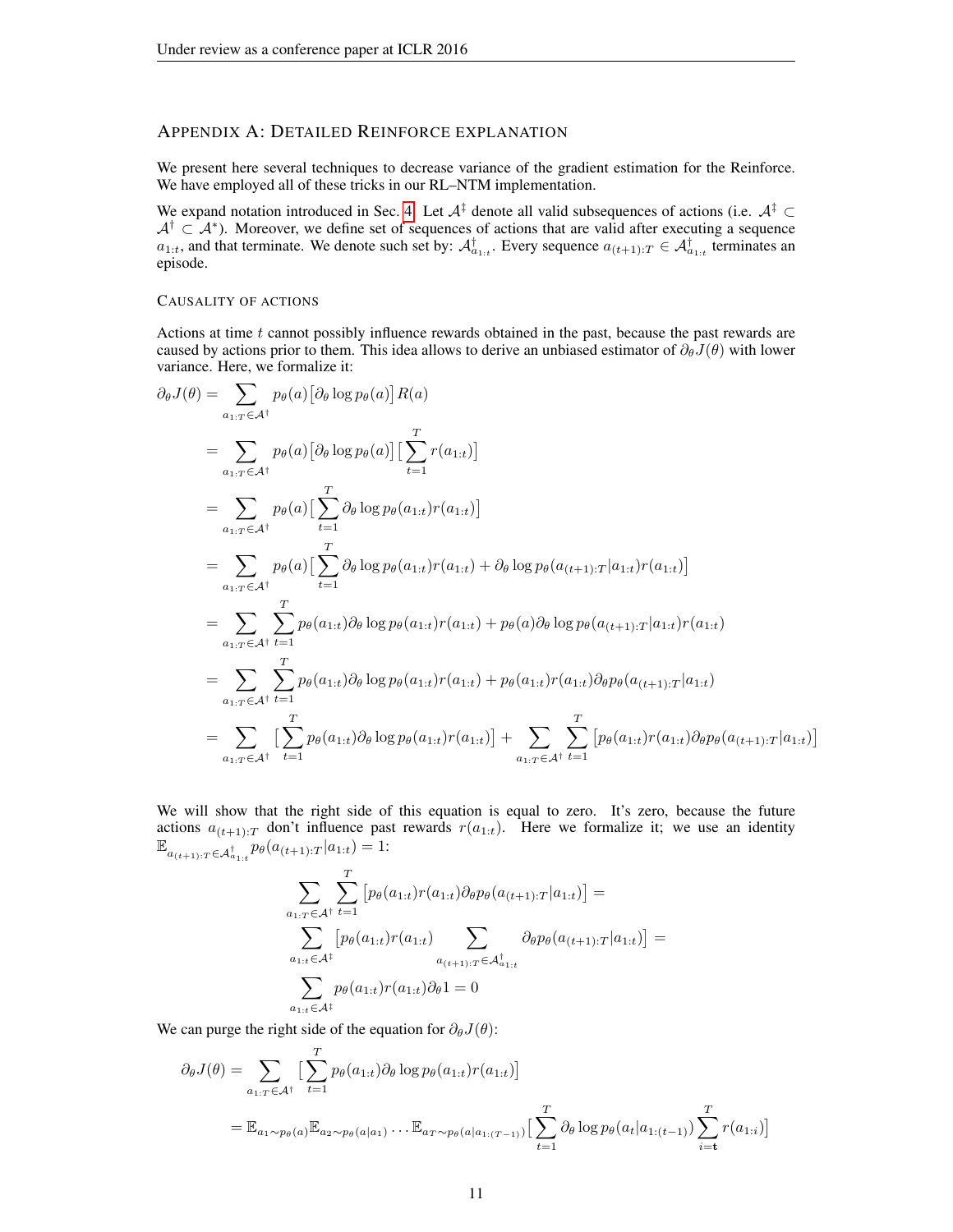## Appendix A: Detailed Reinforce explanation

We present here several techniques to decrease variance of the gradient estimation for the Reinforce. We have employed all of these tricks in our RL–NTM implementation.

We expand notation introduced in Sec. 4. Let $\mathcal{A}^{\ddagger}$ denote all valid subsequences of actions (i.e. $\mathcal{A}^{\ddagger} \subset \mathcal{A}^{\dagger} \subset \mathcal{A}^{*}$). Moreover, we define set of sequences of actions that are valid after executing a sequence $a_{1:t}$, and that terminate. We denote such set by: $\mathcal{A}^{\dagger}_{a_{1:t}}$. Every sequence $a_{(t+1):T} \in \mathcal{A}^{\dagger}_{a_{1:t}}$ terminates an episode.

### Causality of actions

Actions at time $t$ cannot possibly influence rewards obtained in the past, because the past rewards are caused by actions prior to them. This idea allows to derive an unbiased estimator of $\partial_\theta J(\theta)$ with lower variance. Here, we formalize it:

$$
\begin{aligned}
\partial_\theta J(\theta) &= \sum_{a_{1:T} \in \mathcal{A}^{\dagger}} p_\theta(a) \big[\partial_\theta \log p_\theta(a)\big] R(a) \\
&= \sum_{a_{1:T} \in \mathcal{A}^{\dagger}} p_\theta(a) \big[\partial_\theta \log p_\theta(a)\big] \big[\sum_{t=1}^{T} r(a_{1:t})\big] \\
&= \sum_{a_{1:T} \in \mathcal{A}^{\dagger}} p_\theta(a) \big[\sum_{t=1}^{T} \partial_\theta \log p_\theta(a_{1:t}) r(a_{1:t})\big] \\
&= \sum_{a_{1:T} \in \mathcal{A}^{\dagger}} p_\theta(a) \big[\sum_{t=1}^{T} \partial_\theta \log p_\theta(a_{1:t}) r(a_{1:t}) + \partial_\theta \log p_\theta(a_{(t+1):T}|a_{1:t}) r(a_{1:t})\big] \\
&= \sum_{a_{1:T} \in \mathcal{A}^{\dagger}} \sum_{t=1}^{T} p_\theta(a_{1:t}) \partial_\theta \log p_\theta(a_{1:t}) r(a_{1:t}) + p_\theta(a) \partial_\theta \log p_\theta(a_{(t+1):T}|a_{1:t}) r(a_{1:t}) \\
&= \sum_{a_{1:T} \in \mathcal{A}^{\dagger}} \sum_{t=1}^{T} p_\theta(a_{1:t}) \partial_\theta \log p_\theta(a_{1:t}) r(a_{1:t}) + p_\theta(a_{1:t}) r(a_{1:t}) \partial_\theta p_\theta(a_{(t+1):T}|a_{1:t}) \\
&= \sum_{a_{1:T} \in \mathcal{A}^{\dagger}} \big[\sum_{t=1}^{T} p_\theta(a_{1:t}) \partial_\theta \log p_\theta(a_{1:t}) r(a_{1:t})\big] + \sum_{a_{1:T} \in \mathcal{A}^{\dagger}} \sum_{t=1}^{T} \big[p_\theta(a_{1:t}) r(a_{1:t}) \partial_\theta p_\theta(a_{(t+1):T}|a_{1:t})\big]
\end{aligned}
$$

We will show that the right side of this equation is equal to zero. It's zero, because the future actions $a_{(t+1):T}$ don't influence past rewards $r(a_{1:t})$. Here we formalize it; we use an identity $\mathbb{E}_{a_{(t+1):T} \in \mathcal{A}^{\dagger}_{a_{1:t}}} p_\theta(a_{(t+1):T}|a_{1:t}) = 1$:

$$
\begin{gathered}
\sum_{a_{1:T} \in \mathcal{A}^{\dagger}} \sum_{t=1}^{T} \big[p_\theta(a_{1:t}) r(a_{1:t}) \partial_\theta p_\theta(a_{(t+1):T}|a_{1:t})\big] = \\
\sum_{a_{1:t} \in \mathcal{A}^{\ddagger}} \big[p_\theta(a_{1:t}) r(a_{1:t}) \sum_{a_{(t+1):T} \in \mathcal{A}^{\dagger}_{a_{1:t}}} \partial_\theta p_\theta(a_{(t+1):T}|a_{1:t})\big] = \\
\sum_{a_{1:t} \in \mathcal{A}^{\ddagger}} p_\theta(a_{1:t}) r(a_{1:t}) \partial_\theta 1 = 0
\end{gathered}
$$

We can purge the right side of the equation for $\partial_\theta J(\theta)$:

$$
\begin{aligned}
\partial_\theta J(\theta) &= \sum_{a_{1:T} \in \mathcal{A}^{\dagger}} \big[\sum_{t=1}^{T} p_\theta(a_{1:t}) \partial_\theta \log p_\theta(a_{1:t}) r(a_{1:t})\big] \\
&= \mathbb{E}_{a_1 \sim p_\theta(a)} \mathbb{E}_{a_2 \sim p_\theta(a|a_1)} \dots \mathbb{E}_{a_T \sim p_\theta(a|a_{1:(T-1)})} \big[\sum_{t=1}^{T} \partial_\theta \log p_\theta(a_t|a_{1:(t-1)}) \sum_{i=\mathbf{t}}^{T} r(a_{1:i})\big]
\end{aligned}
$$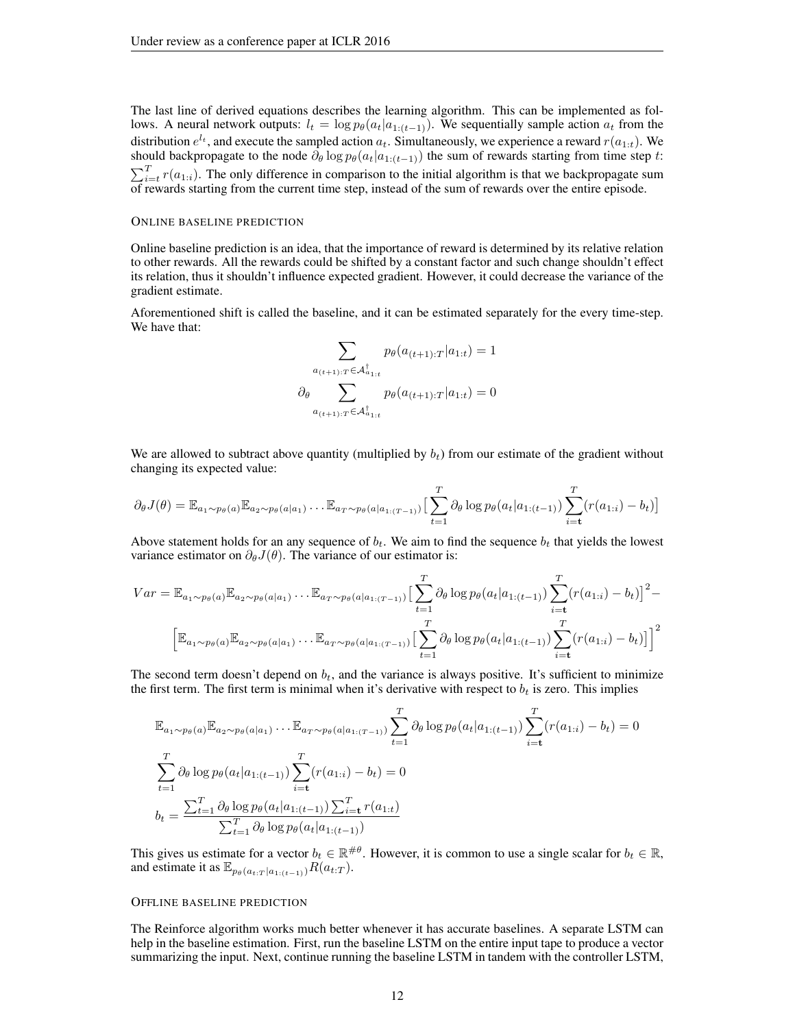The last line of derived equations describes the learning algorithm. This can be implemented as follows. A neural network outputs: $l_t = \log p_\theta(a_t|a_{1:(t-1)})$. We sequentially sample action $a_t$ from the distribution $e^{l_t}$, and execute the sampled action $a_t$. Simultaneously, we experience a reward $r(a_{1:t})$. We should backpropagate to the node $\partial_\theta \log p_\theta(a_t|a_{1:(t-1)})$ the sum of rewards starting from time step $t$: $\sum_{i=t}^{T} r(a_{1:i})$. The only difference in comparison to the initial algorithm is that we backpropagate sum of rewards starting from the current time step, instead of the sum of rewards over the entire episode.

### Online baseline prediction

Online baseline prediction is an idea, that the importance of reward is determined by its relative relation to other rewards. All the rewards could be shifted by a constant factor and such change shouldn't effect its relation, thus it shouldn't influence expected gradient. However, it could decrease the variance of the gradient estimate.

Aforementioned shift is called the baseline, and it can be estimated separately for the every time-step. We have that:

$$\sum_{a_{(t+1):T} \in \mathcal{A}^{\dagger}_{a_{1:t}}} p_\theta(a_{(t+1):T}|a_{1:t}) = 1$$

$$\partial_\theta \sum_{a_{(t+1):T} \in \mathcal{A}^{\dagger}_{a_{1:t}}} p_\theta(a_{(t+1):T}|a_{1:t}) = 0$$

We are allowed to subtract above quantity (multiplied by $b_t$) from our estimate of the gradient without changing its expected value:

$$\partial_\theta J(\theta) = \mathbb{E}_{a_1 \sim p_\theta(a)} \mathbb{E}_{a_2 \sim p_\theta(a|a_1)} \dots \mathbb{E}_{a_T \sim p_\theta(a|a_{1:(T-1)})} \big[ \sum_{t=1}^{T} \partial_\theta \log p_\theta(a_t|a_{1:(t-1)}) \sum_{i=\mathbf{t}}^{T} (r(a_{1:i}) - b_t) \big]$$

Above statement holds for an any sequence of $b_t$. We aim to find the sequence $b_t$ that yields the lowest variance estimator on $\partial_\theta J(\theta)$. The variance of our estimator is:

$$Var = \mathbb{E}_{a_1 \sim p_\theta(a)} \mathbb{E}_{a_2 \sim p_\theta(a|a_1)} \dots \mathbb{E}_{a_T \sim p_\theta(a|a_{1:(T-1)})} \big[ \sum_{t=1}^{T} \partial_\theta \log p_\theta(a_t|a_{1:(t-1)}) \sum_{i=\mathbf{t}}^{T} (r(a_{1:i}) - b_t) \big]^2 -$$
$$\Big[ \mathbb{E}_{a_1 \sim p_\theta(a)} \mathbb{E}_{a_2 \sim p_\theta(a|a_1)} \dots \mathbb{E}_{a_T \sim p_\theta(a|a_{1:(T-1)})} \big[ \sum_{t=1}^{T} \partial_\theta \log p_\theta(a_t|a_{1:(t-1)}) \sum_{i=\mathbf{t}}^{T} (r(a_{1:i}) - b_t) \big] \Big]^2$$

The second term doesn't depend on $b_t$, and the variance is always positive. It's sufficient to minimize the first term. The first term is minimal when it's derivative with respect to $b_t$ is zero. This implies

$$\mathbb{E}_{a_1 \sim p_\theta(a)} \mathbb{E}_{a_2 \sim p_\theta(a|a_1)} \dots \mathbb{E}_{a_T \sim p_\theta(a|a_{1:(T-1)})} \sum_{t=1}^{T} \partial_\theta \log p_\theta(a_t|a_{1:(t-1)}) \sum_{i=\mathbf{t}}^{T} (r(a_{1:i}) - b_t) = 0$$

$$\sum_{t=1}^{T} \partial_\theta \log p_\theta(a_t|a_{1:(t-1)}) \sum_{i=\mathbf{t}}^{T} (r(a_{1:i}) - b_t) = 0$$

$$b_t = \frac{\sum_{t=1}^{T} \partial_\theta \log p_\theta(a_t|a_{1:(t-1)}) \sum_{i=\mathbf{t}}^{T} r(a_{1:t})}{\sum_{t=1}^{T} \partial_\theta \log p_\theta(a_t|a_{1:(t-1)})}$$

This gives us estimate for a vector $b_t \in \mathbb{R}^{\#\theta}$. However, it is common to use a single scalar for $b_t \in \mathbb{R}$, and estimate it as $\mathbb{E}_{p_\theta(a_{t:T}|a_{1:(t-1)})} R(a_{t:T})$.

### Offline baseline prediction

The Reinforce algorithm works much better whenever it has accurate baselines. A separate LSTM can help in the baseline estimation. First, run the baseline LSTM on the entire input tape to produce a vector summarizing the input. Next, continue running the baseline LSTM in tandem with the controller LSTM,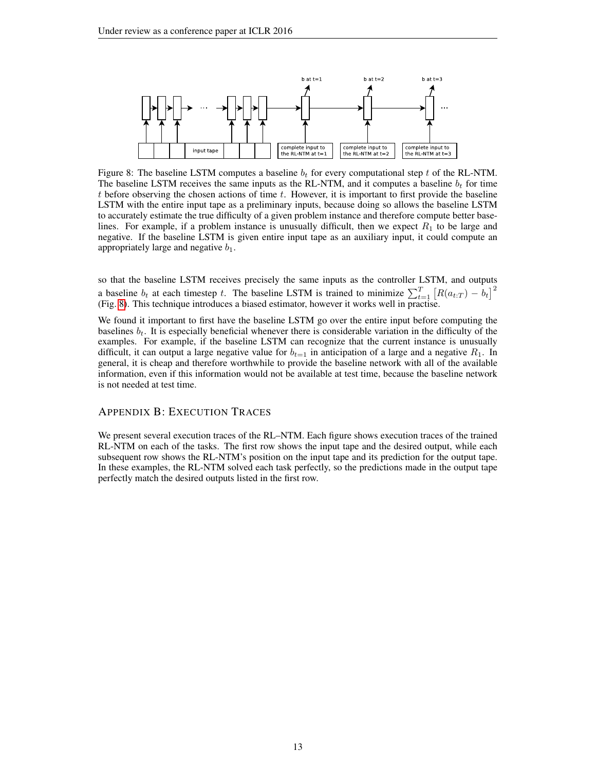Figure 8: The baseline LSTM computes a baseline $b_t$ for every computational step $t$ of the RL-NTM. The baseline LSTM receives the same inputs as the RL-NTM, and it computes a baseline $b_t$ for time $t$ before observing the chosen actions of time $t$. However, it is important to first provide the baseline LSTM with the entire input tape as a preliminary inputs, because doing so allows the baseline LSTM to accurately estimate the true difficulty of a given problem instance and therefore compute better baselines. For example, if a problem instance is unusually difficult, then we expect $R_1$ to be large and negative. If the baseline LSTM is given entire input tape as an auxiliary input, it could compute an appropriately large and negative $b_1$.

so that the baseline LSTM receives precisely the same inputs as the controller LSTM, and outputs a baseline $b_t$ at each timestep $t$. The baseline LSTM is trained to minimize $\sum_{t=1}^{T} \left[R(a_{t:T}) - b_t\right]^2$ (Fig. 8). This technique introduces a biased estimator, however it works well in practise.

We found it important to first have the baseline LSTM go over the entire input before computing the baselines $b_t$. It is especially beneficial whenever there is considerable variation in the difficulty of the examples. For example, if the baseline LSTM can recognize that the current instance is unusually difficult, it can output a large negative value for $b_{t=1}$ in anticipation of a large and a negative $R_1$. In general, it is cheap and therefore worthwhile to provide the baseline network with all of the available information, even if this information would not be available at test time, because the baseline network is not needed at test time.

## APPENDIX B: EXECUTION TRACES

We present several execution traces of the RL–NTM. Each figure shows execution traces of the trained RL-NTM on each of the tasks. The first row shows the input tape and the desired output, while each subsequent row shows the RL-NTM's position on the input tape and its prediction for the output tape. In these examples, the RL-NTM solved each task perfectly, so the predictions made in the output tape perfectly match the desired outputs listed in the first row.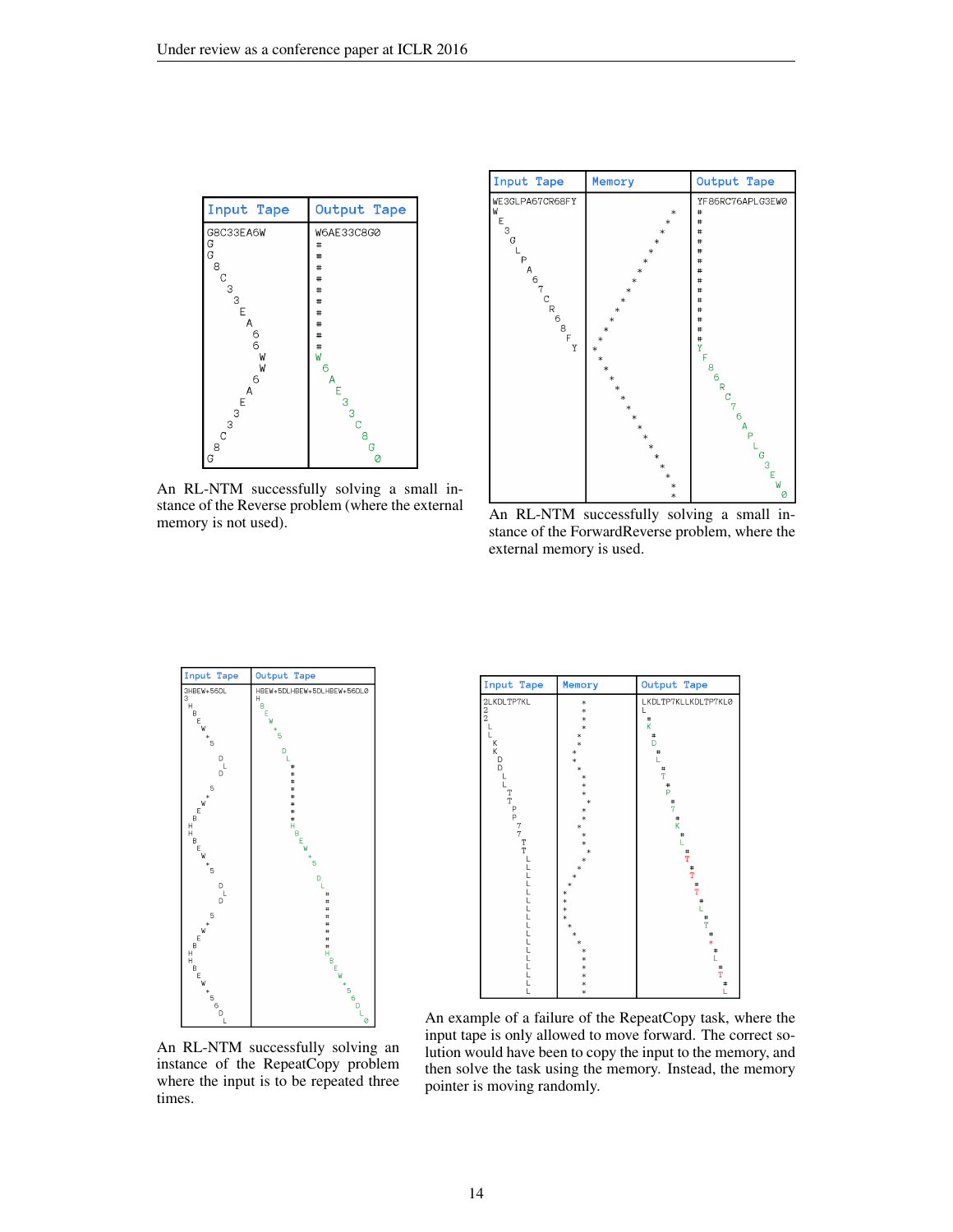Input Tape
Output Tape
G8C33EA6W
W6AE33C8G∅

An RL-NTM successfully solving a small instance of the Reverse problem (where the external memory is not used).

Input Tape
Memory
Output Tape
WE3GLPA67CR68FY
YF86RC76APLG3EW∅

An RL-NTM successfully solving a small instance of the ForwardReverse problem, where the external memory is used.

Input Tape
Output Tape
3HBEW*56DL
HBEW*5DLHBEW*5DLHBEW*56DL∅

An RL-NTM successfully solving an instance of the RepeatCopy problem where the input is to be repeated three times.

Input Tape
Memory
Output Tape
2LKDLTP7KL
LKDLTP7KLLKDLTP7KL∅

An example of a failure of the RepeatCopy task, where the input tape is only allowed to move forward. The correct solution would have been to copy the input to the memory, and then solve the task using the memory. Instead, the memory pointer is moving randomly.